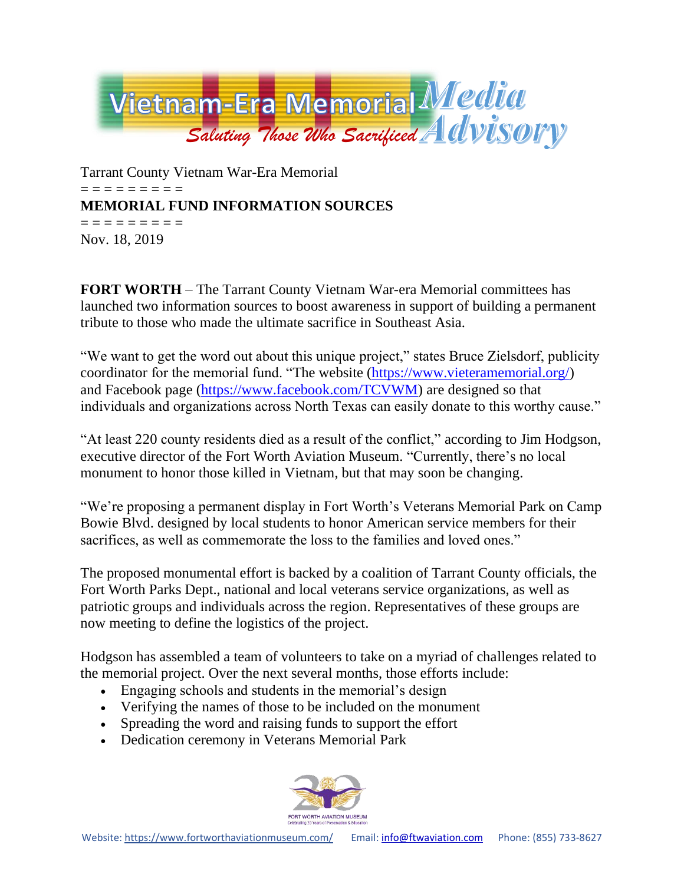Vietnam-Era Memorial Media Advisory

*Saluting Those Who Sacrificed*

Tarrant County Vietnam War-Era Memorial

= = = = = = = = =

**MEMORIAL FUND INFORMATION SOURCES**

= = = = = = = = =

Nov. 18, 2019

**FORT WORTH** – The Tarrant County Vietnam War-era Memorial committees has launched two information sources to boost awareness in support of building a permanent tribute to those who made the ultimate sacrifice in Southeast Asia.

"We want to get the word out about this unique project," states Bruce Zielsdorf, publicity coordinator for the memorial fund. "The website (https://www.vieteramemorial.org/) and Facebook page (https://www.facebook.com/TCVWM) are designed so that individuals and organizations across North Texas can easily donate to this worthy cause."

"At least 220 county residents died as a result of the conflict," according to Jim Hodgson, executive director of the Fort Worth Aviation Museum. "Currently, there's no local monument to honor those killed in Vietnam, but that may soon be changing.

"We're proposing a permanent display in Fort Worth's Veterans Memorial Park on Camp Bowie Blvd. designed by local students to honor American service members for their sacrifices, as well as commemorate the loss to the families and loved ones."

The proposed monumental effort is backed by a coalition of Tarrant County officials, the Fort Worth Parks Dept., national and local veterans service organizations, as well as patriotic groups and individuals across the region. Representatives of these groups are now meeting to define the logistics of the project.

Hodgson has assembled a team of volunteers to take on a myriad of challenges related to the memorial project. Over the next several months, those efforts include:

- Engaging schools and students in the memorial's design
- Verifying the names of those to be included on the monument
- Spreading the word and raising funds to support the effort
- Dedication ceremony in Veterans Memorial Park

FORT WORTH AVIATION MUSEUM
Celebrating 20 Years of Preservation & Education

Website: https://www.fortworthaviationmuseum.com/ Email: info@ftwaviation.com Phone: (855) 733-8627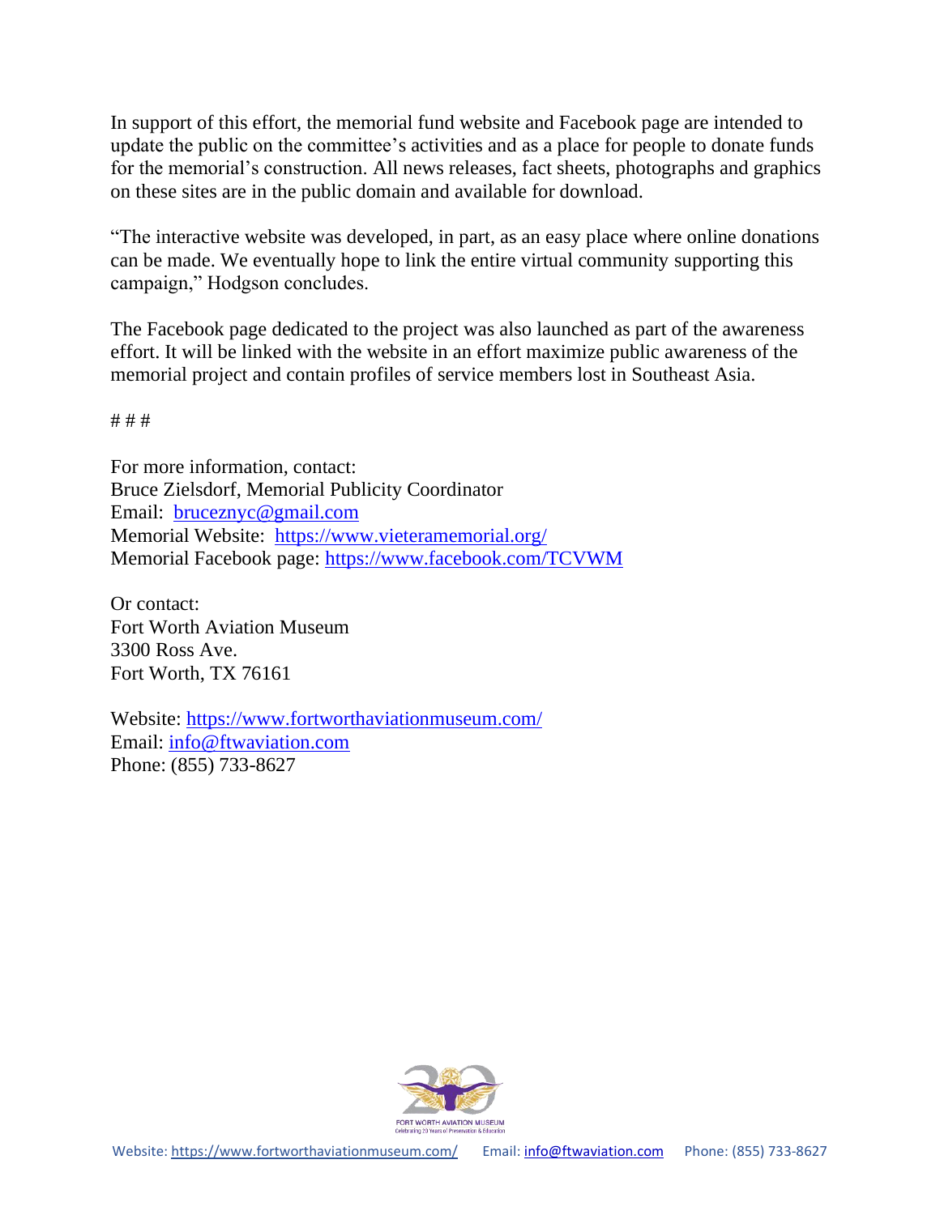In support of this effort, the memorial fund website and Facebook page are intended to update the public on the committee's activities and as a place for people to donate funds for the memorial's construction. All news releases, fact sheets, photographs and graphics on these sites are in the public domain and available for download.

"The interactive website was developed, in part, as an easy place where online donations can be made. We eventually hope to link the entire virtual community supporting this campaign," Hodgson concludes.

The Facebook page dedicated to the project was also launched as part of the awareness effort. It will be linked with the website in an effort maximize public awareness of the memorial project and contain profiles of service members lost in Southeast Asia.

# # #

For more information, contact:
Bruce Zielsdorf, Memorial Publicity Coordinator
Email: bruceznyc@gmail.com
Memorial Website: https://www.vieteramemorial.org/
Memorial Facebook page: https://www.facebook.com/TCVWM

Or contact:
Fort Worth Aviation Museum
3300 Ross Ave.
Fort Worth, TX 76161

Website: https://www.fortworthaviationmuseum.com/
Email: info@ftwaviation.com
Phone: (855) 733-8627